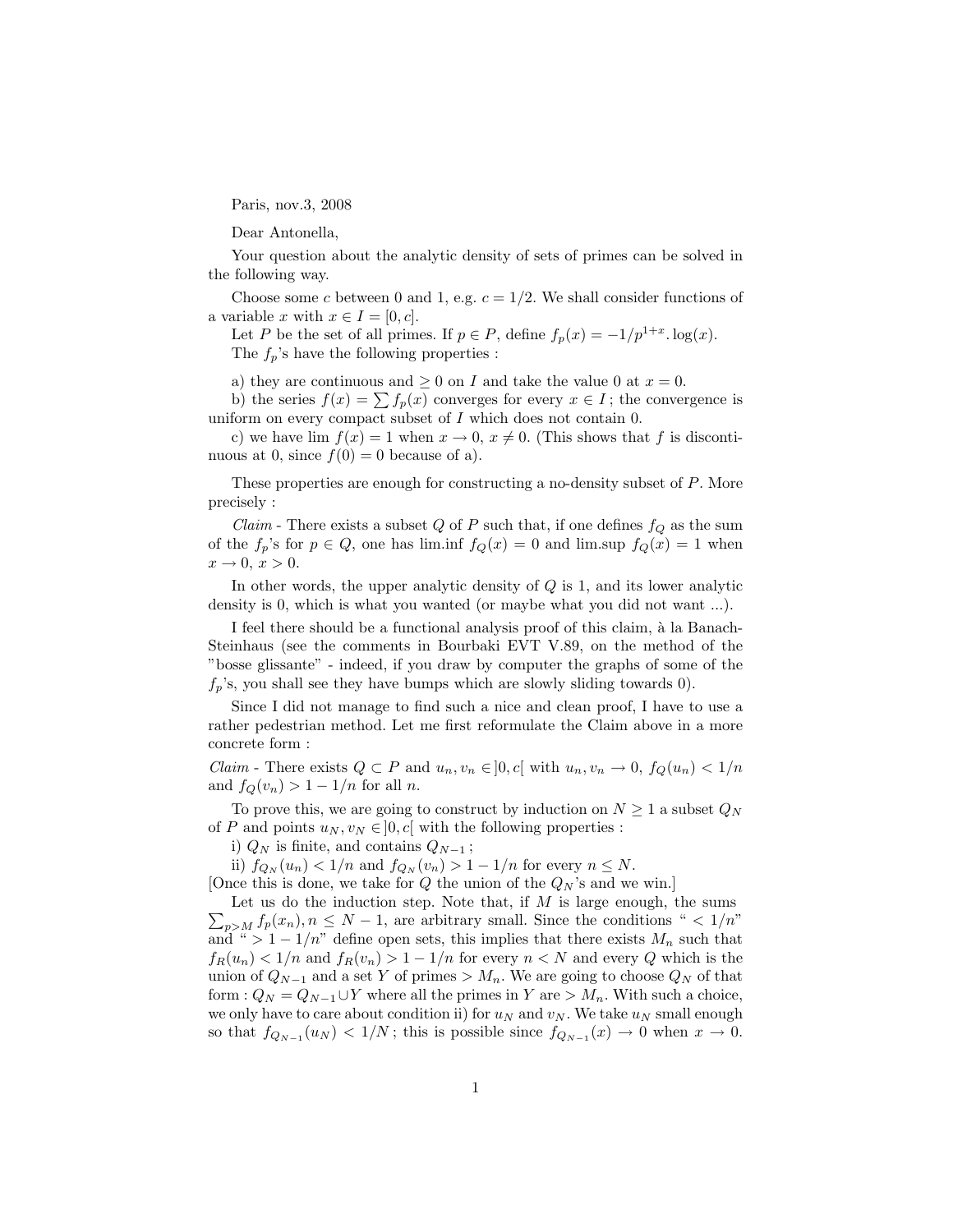Paris, nov.3, 2008

Dear Antonella,

Your question about the analytic density of sets of primes can be solved in the following way.

Choose some $c$ between 0 and 1, e.g. $c = 1/2$. We shall consider functions of a variable $x$ with $x \in I = [0, c]$.

Let $P$ be the set of all primes. If $p \in P$, define $f_p(x) = -1/p^{1+x}.\log(x)$.

The $f_p$'s have the following properties :

a) they are continuous and $\geq 0$ on $I$ and take the value 0 at $x = 0$.

b) the series $f(x) = \sum f_p(x)$ converges for every $x \in I$ ; the convergence is uniform on every compact subset of $I$ which does not contain 0.

c) we have $\lim f(x) = 1$ when $x \to 0$, $x \neq 0$. (This shows that $f$ is discontinuous at 0, since $f(0) = 0$ because of a).

These properties are enough for constructing a no-density subset of $P$. More precisely :

*Claim* - There exists a subset $Q$ of $P$ such that, if one defines $f_Q$ as the sum of the $f_p$'s for $p \in Q$, one has lim.inf $f_Q(x) = 0$ and lim.sup $f_Q(x) = 1$ when $x \to 0$, $x > 0$.

In other words, the upper analytic density of $Q$ is 1, and its lower analytic density is 0, which is what you wanted (or maybe what you did not want ...).

I feel there should be a functional analysis proof of this claim, à la Banach-Steinhaus (see the comments in Bourbaki EVT V.89, on the method of the "bosse glissante" - indeed, if you draw by computer the graphs of some of the $f_p$'s, you shall see they have bumps which are slowly sliding towards 0).

Since I did not manage to find such a nice and clean proof, I have to use a rather pedestrian method. Let me first reformulate the Claim above in a more concrete form :

*Claim* - There exists $Q \subset P$ and $u_n, v_n \in ]0, c[$ with $u_n, v_n \to 0$, $f_Q(u_n) < 1/n$ and $f_Q(v_n) > 1 - 1/n$ for all $n$.

To prove this, we are going to construct by induction on $N \geq 1$ a subset $Q_N$ of $P$ and points $u_N, v_N \in ]0, c[$ with the following properties :

i) $Q_N$ is finite, and contains $Q_{N-1}$ ;

ii) $f_{Q_N}(u_n) < 1/n$ and $f_{Q_N}(v_n) > 1 - 1/n$ for every $n \leq N$.

[Once this is done, we take for $Q$ the union of the $Q_N$'s and we win.]

Let us do the induction step. Note that, if $M$ is large enough, the sums $\sum_{p>M} f_p(x_n), n \leq N - 1$, are arbitrary small. Since the conditions " $< 1/n$" and " $> 1 - 1/n$" define open sets, this implies that there exists $M_n$ such that $f_R(u_n) < 1/n$ and $f_R(v_n) > 1 - 1/n$ for every $n < N$ and every $Q$ which is the union of $Q_{N-1}$ and a set $Y$ of primes $> M_n$. We are going to choose $Q_N$ of that form : $Q_N = Q_{N-1} \cup Y$ where all the primes in $Y$ are $> M_n$. With such a choice, we only have to care about condition ii) for $u_N$ and $v_N$. We take $u_N$ small enough so that $f_{Q_{N-1}}(u_N) < 1/N$ ; this is possible since $f_{Q_{N-1}}(x) \to 0$ when $x \to 0$.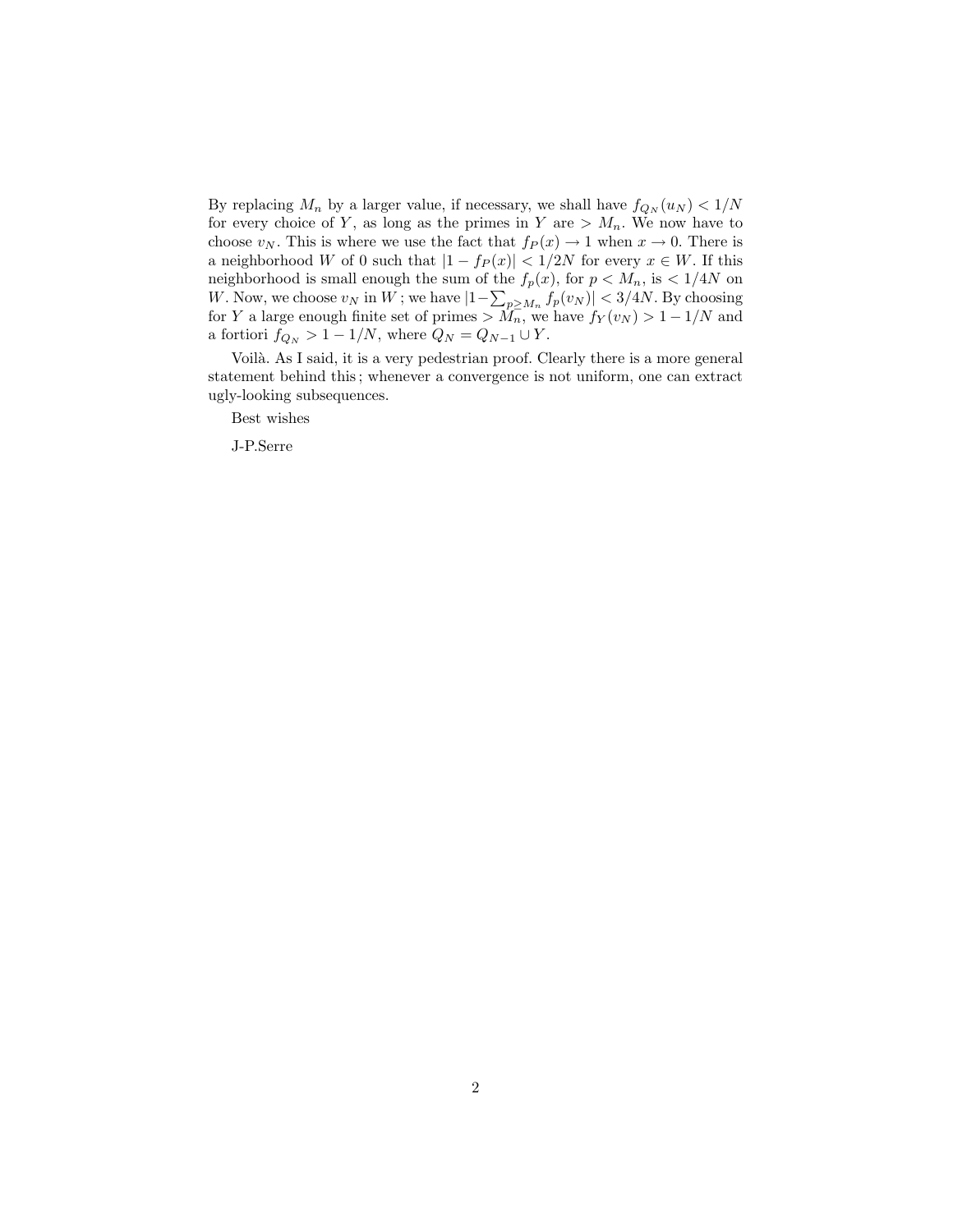By replacing $M_n$ by a larger value, if necessary, we shall have $f_{Q_N}(u_N) < 1/N$ for every choice of $Y$, as long as the primes in $Y$ are $> M_n$. We now have to choose $v_N$. This is where we use the fact that $f_P(x) \to 1$ when $x \to 0$. There is a neighborhood $W$ of 0 such that $|1 - f_P(x)| < 1/2N$ for every $x \in W$. If this neighborhood is small enough the sum of the $f_p(x)$, for $p < M_n$, is $< 1/4N$ on $W$. Now, we choose $v_N$ in $W$ ; we have $|1 - \sum_{p \geq M_n} f_p(v_N)| < 3/4N$. By choosing for $Y$ a large enough finite set of primes $> M_n$, we have $f_Y(v_N) > 1 - 1/N$ and a fortiori $f_{Q_N} > 1 - 1/N$, where $Q_N = Q_{N-1} \cup Y$.

Voilà. As I said, it is a very pedestrian proof. Clearly there is a more general statement behind this ; whenever a convergence is not uniform, one can extract ugly-looking subsequences.

Best wishes

J-P.Serre